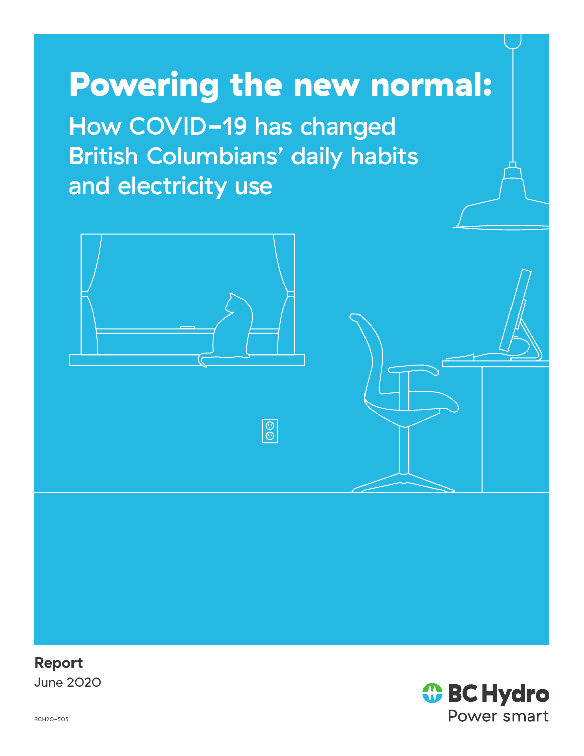# Powering the new normal:

## How COVID-19 has changed British Columbians' daily habits and electricity use

**Report**

June 2020

BC Hydro

Power smart

BCH20-505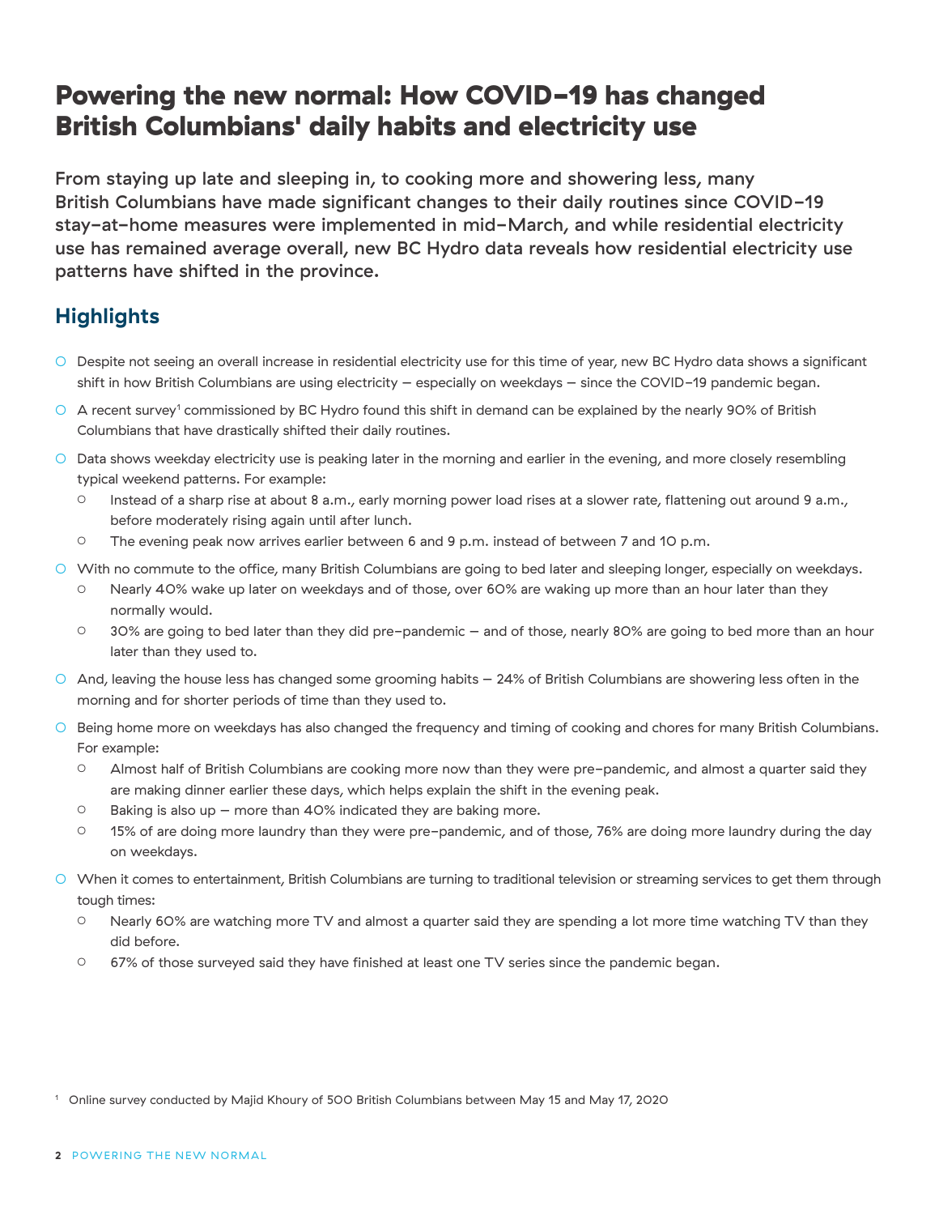# Powering the new normal: How COVID-19 has changed British Columbians' daily habits and electricity use

From staying up late and sleeping in, to cooking more and showering less, many British Columbians have made significant changes to their daily routines since COVID-19 stay-at-home measures were implemented in mid-March, and while residential electricity use has remained average overall, new BC Hydro data reveals how residential electricity use patterns have shifted in the province.

## Highlights

- Despite not seeing an overall increase in residential electricity use for this time of year, new BC Hydro data shows a significant shift in how British Columbians are using electricity – especially on weekdays – since the COVID-19 pandemic began.
- A recent survey[1] commissioned by BC Hydro found this shift in demand can be explained by the nearly 90% of British Columbians that have drastically shifted their daily routines.
- Data shows weekday electricity use is peaking later in the morning and earlier in the evening, and more closely resembling typical weekend patterns. For example:
  - Instead of a sharp rise at about 8 a.m., early morning power load rises at a slower rate, flattening out around 9 a.m., before moderately rising again until after lunch.
  - The evening peak now arrives earlier between 6 and 9 p.m. instead of between 7 and 10 p.m.
- With no commute to the office, many British Columbians are going to bed later and sleeping longer, especially on weekdays.
  - Nearly 40% wake up later on weekdays and of those, over 60% are waking up more than an hour later than they normally would.
  - 30% are going to bed later than they did pre-pandemic – and of those, nearly 80% are going to bed more than an hour later than they used to.
- And, leaving the house less has changed some grooming habits – 24% of British Columbians are showering less often in the morning and for shorter periods of time than they used to.
- Being home more on weekdays has also changed the frequency and timing of cooking and chores for many British Columbians. For example:
  - Almost half of British Columbians are cooking more now than they were pre-pandemic, and almost a quarter said they are making dinner earlier these days, which helps explain the shift in the evening peak.
  - Baking is also up – more than 40% indicated they are baking more.
  - 15% of are doing more laundry than they were pre-pandemic, and of those, 76% are doing more laundry during the day on weekdays.
- When it comes to entertainment, British Columbians are turning to traditional television or streaming services to get them through tough times:
  - Nearly 60% are watching more TV and almost a quarter said they are spending a lot more time watching TV than they did before.
  - 67% of those surveyed said they have finished at least one TV series since the pandemic began.

[1] Online survey conducted by Majid Khoury of 500 British Columbians between May 15 and May 17, 2020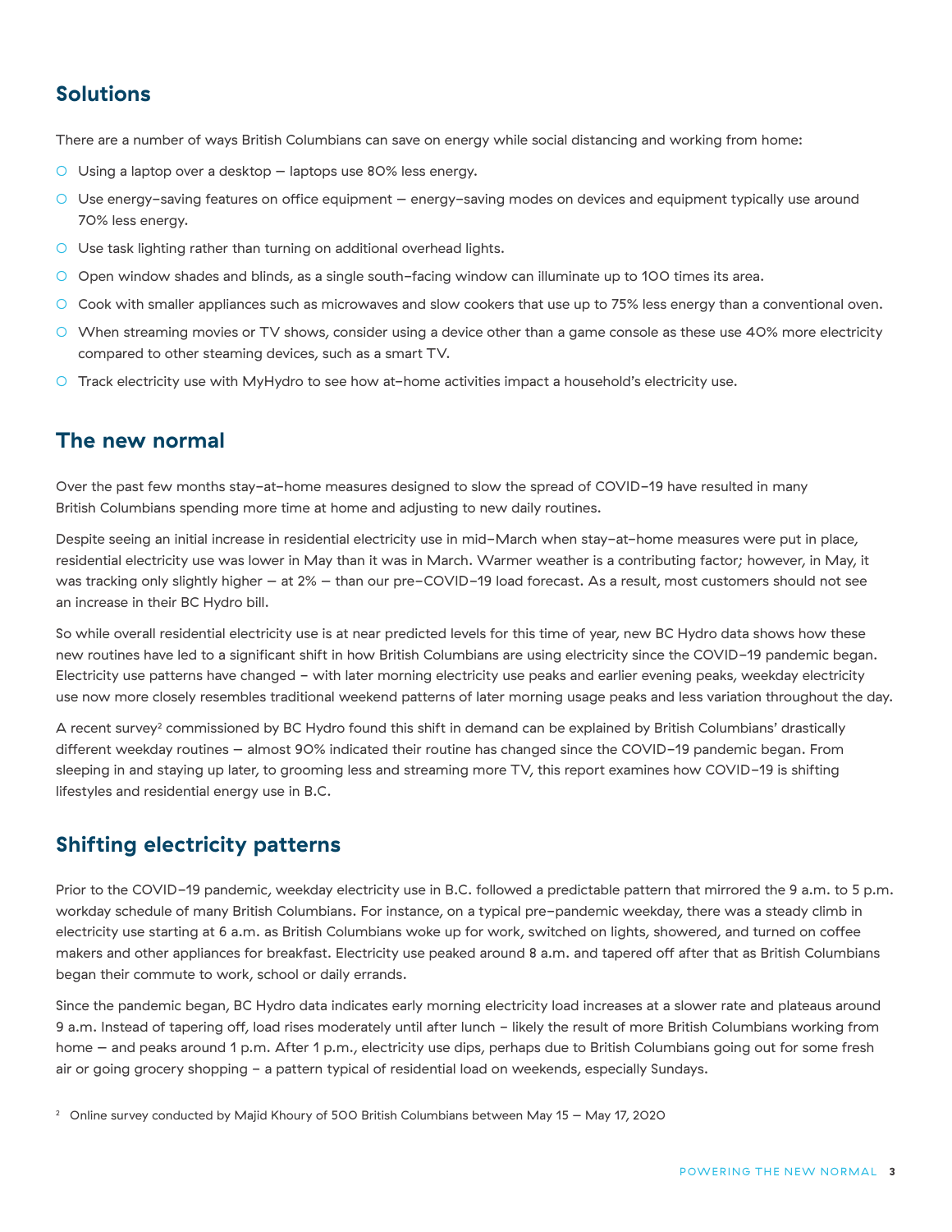## Solutions

There are a number of ways British Columbians can save on energy while social distancing and working from home:

- Using a laptop over a desktop – laptops use 80% less energy.
- Use energy-saving features on office equipment – energy-saving modes on devices and equipment typically use around 70% less energy.
- Use task lighting rather than turning on additional overhead lights.
- Open window shades and blinds, as a single south-facing window can illuminate up to 100 times its area.
- Cook with smaller appliances such as microwaves and slow cookers that use up to 75% less energy than a conventional oven.
- When streaming movies or TV shows, consider using a device other than a game console as these use 40% more electricity compared to other steaming devices, such as a smart TV.
- Track electricity use with MyHydro to see how at-home activities impact a household's electricity use.

## The new normal

Over the past few months stay-at-home measures designed to slow the spread of COVID-19 have resulted in many British Columbians spending more time at home and adjusting to new daily routines.

Despite seeing an initial increase in residential electricity use in mid-March when stay-at-home measures were put in place, residential electricity use was lower in May than it was in March. Warmer weather is a contributing factor; however, in May, it was tracking only slightly higher – at 2% – than our pre-COVID-19 load forecast. As a result, most customers should not see an increase in their BC Hydro bill.

So while overall residential electricity use is at near predicted levels for this time of year, new BC Hydro data shows how these new routines have led to a significant shift in how British Columbians are using electricity since the COVID-19 pandemic began. Electricity use patterns have changed – with later morning electricity use peaks and earlier evening peaks, weekday electricity use now more closely resembles traditional weekend patterns of later morning usage peaks and less variation throughout the day.

A recent survey[2] commissioned by BC Hydro found this shift in demand can be explained by British Columbians' drastically different weekday routines – almost 90% indicated their routine has changed since the COVID-19 pandemic began. From sleeping in and staying up later, to grooming less and streaming more TV, this report examines how COVID-19 is shifting lifestyles and residential energy use in B.C.

## Shifting electricity patterns

Prior to the COVID-19 pandemic, weekday electricity use in B.C. followed a predictable pattern that mirrored the 9 a.m. to 5 p.m. workday schedule of many British Columbians. For instance, on a typical pre-pandemic weekday, there was a steady climb in electricity use starting at 6 a.m. as British Columbians woke up for work, switched on lights, showered, and turned on coffee makers and other appliances for breakfast. Electricity use peaked around 8 a.m. and tapered off after that as British Columbians began their commute to work, school or daily errands.

Since the pandemic began, BC Hydro data indicates early morning electricity load increases at a slower rate and plateaus around 9 a.m. Instead of tapering off, load rises moderately until after lunch – likely the result of more British Columbians working from home – and peaks around 1 p.m. After 1 p.m., electricity use dips, perhaps due to British Columbians going out for some fresh air or going grocery shopping – a pattern typical of residential load on weekends, especially Sundays.

[2] Online survey conducted by Majid Khoury of 500 British Columbians between May 15 – May 17, 2020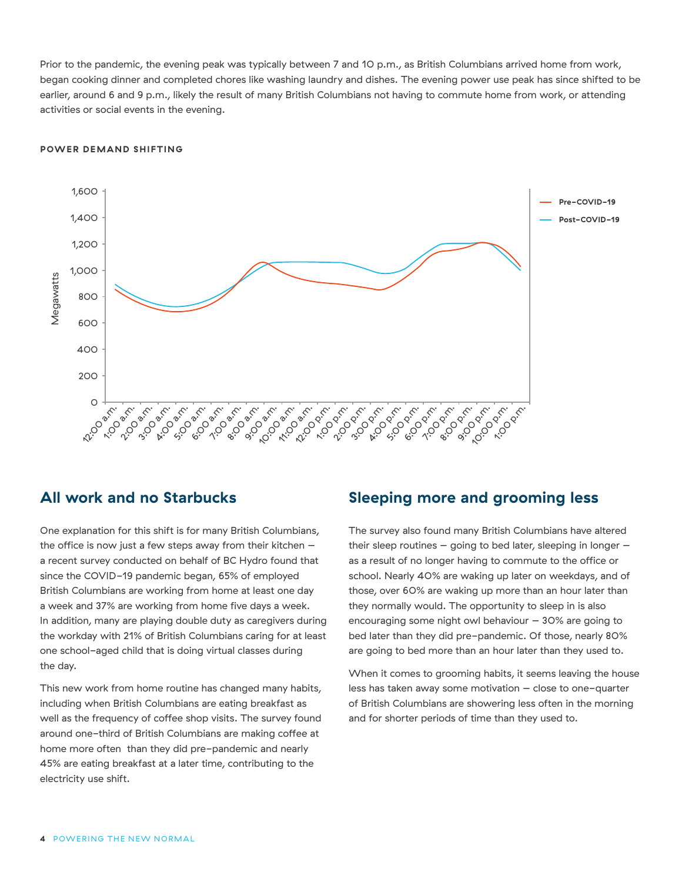Prior to the pandemic, the evening peak was typically between 7 and 10 p.m., as British Columbians arrived home from work, began cooking dinner and completed chores like washing laundry and dishes. The evening power use peak has since shifted to be earlier, around 6 and 9 p.m., likely the result of many British Columbians not having to commute home from work, or attending activities or social events in the evening.

**POWER DEMAND SHIFTING**

## All work and no Starbucks

One explanation for this shift is for many British Columbians, the office is now just a few steps away from their kitchen – a recent survey conducted on behalf of BC Hydro found that since the COVID-19 pandemic began, 65% of employed British Columbians are working from home at least one day a week and 37% are working from home five days a week. In addition, many are playing double duty as caregivers during the workday with 21% of British Columbians caring for at least one school-aged child that is doing virtual classes during the day.

This new work from home routine has changed many habits, including when British Columbians are eating breakfast as well as the frequency of coffee shop visits. The survey found around one-third of British Columbians are making coffee at home more often than they did pre-pandemic and nearly 45% are eating breakfast at a later time, contributing to the electricity use shift.

## Sleeping more and grooming less

The survey also found many British Columbians have altered their sleep routines – going to bed later, sleeping in longer – as a result of no longer having to commute to the office or school. Nearly 40% are waking up later on weekdays, and of those, over 60% are waking up more than an hour later than they normally would. The opportunity to sleep in is also encouraging some night owl behaviour – 30% are going to bed later than they did pre-pandemic. Of those, nearly 80% are going to bed more than an hour later than they used to.

When it comes to grooming habits, it seems leaving the house less has taken away some motivation – close to one-quarter of British Columbians are showering less often in the morning and for shorter periods of time than they used to.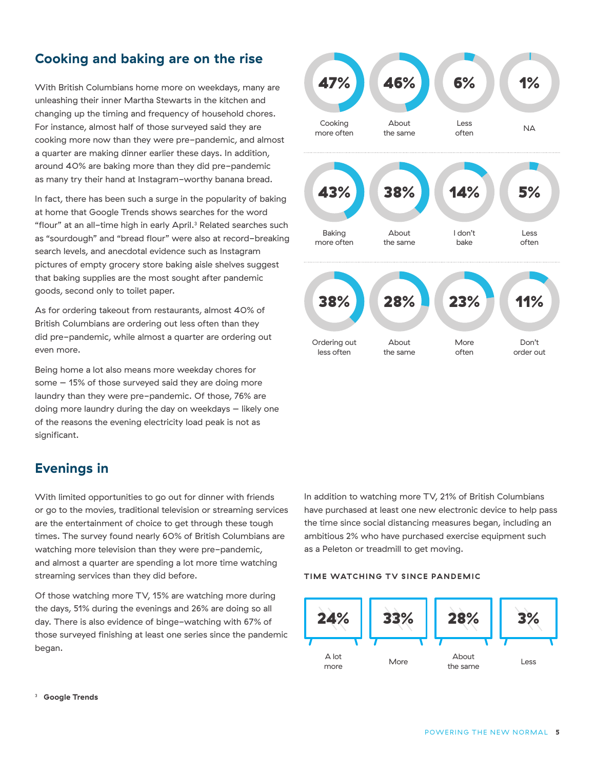## Cooking and baking are on the rise

With British Columbians home more on weekdays, many are unleashing their inner Martha Stewarts in the kitchen and changing up the timing and frequency of household chores. For instance, almost half of those surveyed said they are cooking more now than they were pre-pandemic, and almost a quarter are making dinner earlier these days. In addition, around 40% are baking more than they did pre-pandemic as many try their hand at Instagram-worthy banana bread.

In fact, there has been such a surge in the popularity of baking at home that Google Trends shows searches for the word "flour" at an all-time high in early April.[3] Related searches such as "sourdough" and "bread flour" were also at record-breaking search levels, and anecdotal evidence such as Instagram pictures of empty grocery store baking aisle shelves suggest that baking supplies are the most sought after pandemic goods, second only to toilet paper.

As for ordering takeout from restaurants, almost 40% of British Columbians are ordering out less often than they did pre-pandemic, while almost a quarter are ordering out even more.

Being home a lot also means more weekday chores for some – 15% of those surveyed said they are doing more laundry than they were pre-pandemic. Of those, 76% are doing more laundry during the day on weekdays – likely one of the reasons the evening electricity load peak is not as significant.

| Cooking more often | About the same | Less often | NA |
|---|---|---|---|
| 47% | 46% | 6% | 1% |

| Baking more often | About the same | I don't bake | Less often |
|---|---|---|---|
| 43% | 38% | 14% | 5% |

| Ordering out less often | About the same | More often | Don't order out |
|---|---|---|---|
| 38% | 28% | 23% | 11% |

## Evenings in

With limited opportunities to go out for dinner with friends or go to the movies, traditional television or streaming services are the entertainment of choice to get through these tough times. The survey found nearly 60% of British Columbians are watching more television than they were pre-pandemic, and almost a quarter are spending a lot more time watching streaming services than they did before.

Of those watching more TV, 15% are watching more during the days, 51% during the evenings and 26% are doing so all day. There is also evidence of binge-watching with 67% of those surveyed finishing at least one series since the pandemic began.

In addition to watching more TV, 21% of British Columbians have purchased at least one new electronic device to help pass the time since social distancing measures began, including an ambitious 2% who have purchased exercise equipment such as a Peloton or treadmill to get moving.

**TIME WATCHING TV SINCE PANDEMIC**

| A lot more | More | About the same | Less |
|---|---|---|---|
| 24% | 33% | 28% | 3% |

[3] **Google Trends**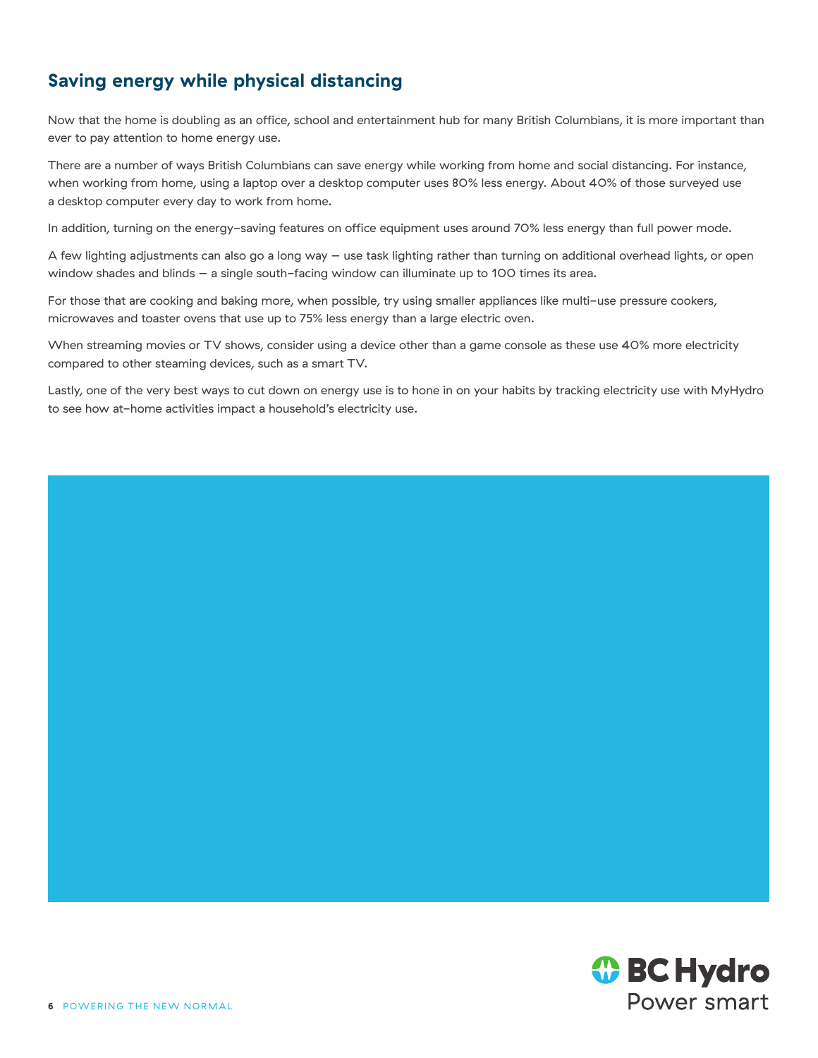## Saving energy while physical distancing

Now that the home is doubling as an office, school and entertainment hub for many British Columbians, it is more important than ever to pay attention to home energy use.

There are a number of ways British Columbians can save energy while working from home and social distancing. For instance, when working from home, using a laptop over a desktop computer uses 80% less energy. About 40% of those surveyed use a desktop computer every day to work from home.

In addition, turning on the energy-saving features on office equipment uses around 70% less energy than full power mode.

A few lighting adjustments can also go a long way – use task lighting rather than turning on additional overhead lights, or open window shades and blinds – a single south-facing window can illuminate up to 100 times its area.

For those that are cooking and baking more, when possible, try using smaller appliances like multi-use pressure cookers, microwaves and toaster ovens that use up to 75% less energy than a large electric oven.

When streaming movies or TV shows, consider using a device other than a game console as these use 40% more electricity compared to other steaming devices, such as a smart TV.

Lastly, one of the very best ways to cut down on energy use is to hone in on your habits by tracking electricity use with MyHydro to see how at-home activities impact a household's electricity use.

BC Hydro
Power smart